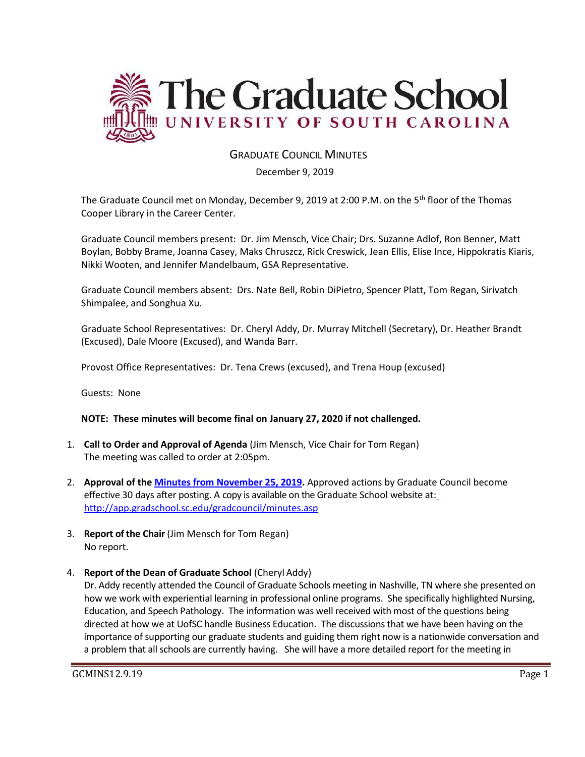# The Graduate School
## UNIVERSITY OF SOUTH CAROLINA

## GRADUATE COUNCIL MINUTES

December 9, 2019

The Graduate Council met on Monday, December 9, 2019 at 2:00 P.M. on the 5th floor of the Thomas Cooper Library in the Career Center.

Graduate Council members present: Dr. Jim Mensch, Vice Chair; Drs. Suzanne Adlof, Ron Benner, Matt Boylan, Bobby Brame, Joanna Casey, Maks Chruszcz, Rick Creswick, Jean Ellis, Elise Ince, Hippokratis Kiaris, Nikki Wooten, and Jennifer Mandelbaum, GSA Representative.

Graduate Council members absent: Drs. Nate Bell, Robin DiPietro, Spencer Platt, Tom Regan, Sirivatch Shimpalee, and Songhua Xu.

Graduate School Representatives: Dr. Cheryl Addy, Dr. Murray Mitchell (Secretary), Dr. Heather Brandt (Excused), Dale Moore (Excused), and Wanda Barr.

Provost Office Representatives: Dr. Tena Crews (excused), and Trena Houp (excused)

Guests: None

**NOTE: These minutes will become final on January 27, 2020 if not challenged.**

1. **Call to Order and Approval of Agenda** (Jim Mensch, Vice Chair for Tom Regan)
   The meeting was called to order at 2:05pm.

2. **Approval of the [Minutes from November 25, 2019](http://app.gradschool.sc.edu/gradcouncil/minutes.asp).** Approved actions by Graduate Council become effective 30 days after posting. A copy is available on the Graduate School website at: http://app.gradschool.sc.edu/gradcouncil/minutes.asp

3. **Report of the Chair** (Jim Mensch for Tom Regan)
   No report.

4. **Report of the Dean of Graduate School** (Cheryl Addy)
   Dr. Addy recently attended the Council of Graduate Schools meeting in Nashville, TN where she presented on how we work with experiential learning in professional online programs. She specifically highlighted Nursing, Education, and Speech Pathology. The information was well received with most of the questions being directed at how we at UofSC handle Business Education. The discussions that we have been having on the importance of supporting our graduate students and guiding them right now is a nationwide conversation and a problem that all schools are currently having. She will have a more detailed report for the meeting in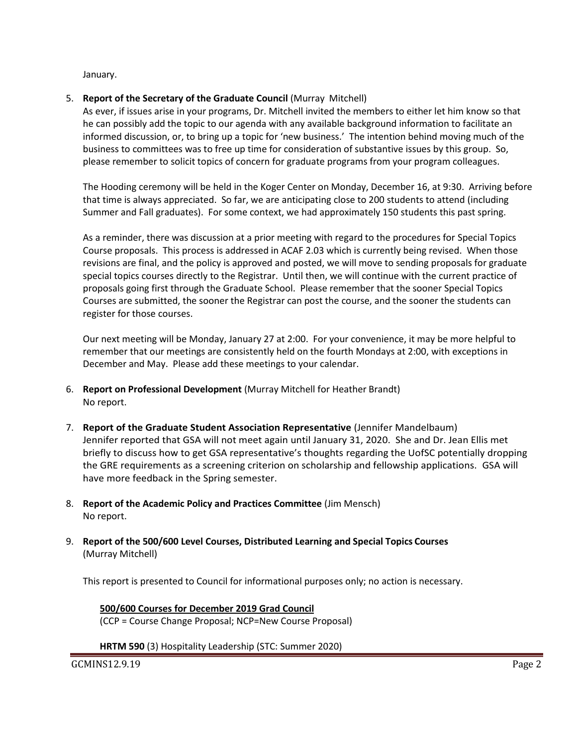January.

5. **Report of the Secretary of the Graduate Council** (Murray Mitchell)
   As ever, if issues arise in your programs, Dr. Mitchell invited the members to either let him know so that he can possibly add the topic to our agenda with any available background information to facilitate an informed discussion, or, to bring up a topic for 'new business.' The intention behind moving much of the business to committees was to free up time for consideration of substantive issues by this group. So, please remember to solicit topics of concern for graduate programs from your program colleagues.

   The Hooding ceremony will be held in the Koger Center on Monday, December 16, at 9:30. Arriving before that time is always appreciated. So far, we are anticipating close to 200 students to attend (including Summer and Fall graduates). For some context, we had approximately 150 students this past spring.

   As a reminder, there was discussion at a prior meeting with regard to the procedures for Special Topics Course proposals. This process is addressed in ACAF 2.03 which is currently being revised. When those revisions are final, and the policy is approved and posted, we will move to sending proposals for graduate special topics courses directly to the Registrar. Until then, we will continue with the current practice of proposals going first through the Graduate School. Please remember that the sooner Special Topics Courses are submitted, the sooner the Registrar can post the course, and the sooner the students can register for those courses.

   Our next meeting will be Monday, January 27 at 2:00. For your convenience, it may be more helpful to remember that our meetings are consistently held on the fourth Mondays at 2:00, with exceptions in December and May. Please add these meetings to your calendar.

6. **Report on Professional Development** (Murray Mitchell for Heather Brandt)
   No report.

7. **Report of the Graduate Student Association Representative** (Jennifer Mandelbaum)
   Jennifer reported that GSA will not meet again until January 31, 2020. She and Dr. Jean Ellis met briefly to discuss how to get GSA representative's thoughts regarding the UofSC potentially dropping the GRE requirements as a screening criterion on scholarship and fellowship applications. GSA will have more feedback in the Spring semester.

8. **Report of the Academic Policy and Practices Committee** (Jim Mensch)
   No report.

9. **Report of the 500/600 Level Courses, Distributed Learning and Special Topics Courses** (Murray Mitchell)

   This report is presented to Council for informational purposes only; no action is necessary.

   **500/600 Courses for December 2019 Grad Council**
   (CCP = Course Change Proposal; NCP=New Course Proposal)

   **HRTM 590** (3) Hospitality Leadership (STC: Summer 2020)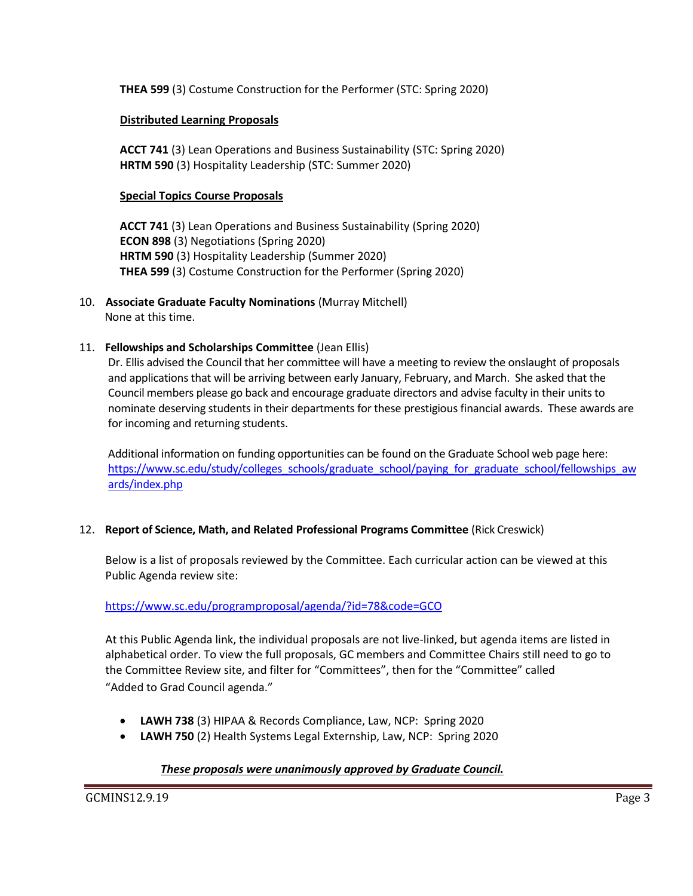**THEA 599** (3) Costume Construction for the Performer (STC: Spring 2020)

**Distributed Learning Proposals**

**ACCT 741** (3) Lean Operations and Business Sustainability (STC: Spring 2020)
**HRTM 590** (3) Hospitality Leadership (STC: Summer 2020)

**Special Topics Course Proposals**

**ACCT 741** (3) Lean Operations and Business Sustainability (Spring 2020)
**ECON 898** (3) Negotiations (Spring 2020)
**HRTM 590** (3) Hospitality Leadership (Summer 2020)
**THEA 599** (3) Costume Construction for the Performer (Spring 2020)

10. **Associate Graduate Faculty Nominations** (Murray Mitchell)
None at this time.

11. **Fellowships and Scholarships Committee** (Jean Ellis)
Dr. Ellis advised the Council that her committee will have a meeting to review the onslaught of proposals and applications that will be arriving between early January, February, and March. She asked that the Council members please go back and encourage graduate directors and advise faculty in their units to nominate deserving students in their departments for these prestigious financial awards. These awards are for incoming and returning students.

    Additional information on funding opportunities can be found on the Graduate School web page here: https://www.sc.edu/study/colleges_schools/graduate_school/paying_for_graduate_school/fellowships_awards/index.php

12. **Report of Science, Math, and Related Professional Programs Committee** (Rick Creswick)

    Below is a list of proposals reviewed by the Committee. Each curricular action can be viewed at this Public Agenda review site:

    https://www.sc.edu/programproposal/agenda/?id=78&code=GCO

    At this Public Agenda link, the individual proposals are not live-linked, but agenda items are listed in alphabetical order. To view the full proposals, GC members and Committee Chairs still need to go to the Committee Review site, and filter for "Committees", then for the "Committee" called "Added to Grad Council agenda."

    - **LAWH 738** (3) HIPAA & Records Compliance, Law, NCP: Spring 2020
    - **LAWH 750** (2) Health Systems Legal Externship, Law, NCP: Spring 2020

    ***These proposals were unanimously approved by Graduate Council.***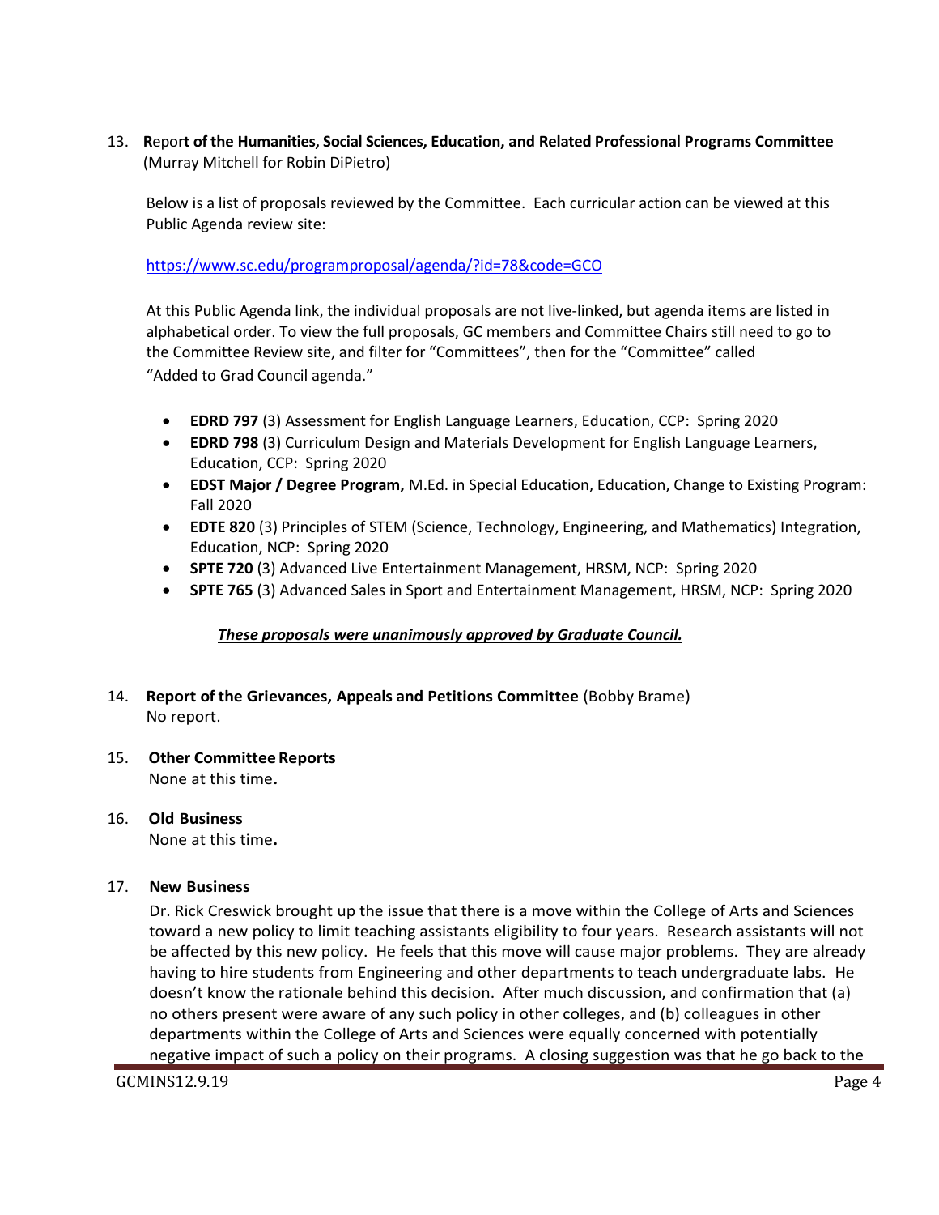13. **Report of the Humanities, Social Sciences, Education, and Related Professional Programs Committee** (Murray Mitchell for Robin DiPietro)

Below is a list of proposals reviewed by the Committee. Each curricular action can be viewed at this Public Agenda review site:

https://www.sc.edu/programproposal/agenda/?id=78&code=GCO

At this Public Agenda link, the individual proposals are not live-linked, but agenda items are listed in alphabetical order. To view the full proposals, GC members and Committee Chairs still need to go to the Committee Review site, and filter for "Committees", then for the "Committee" called "Added to Grad Council agenda."

- **EDRD 797** (3) Assessment for English Language Learners, Education, CCP: Spring 2020
- **EDRD 798** (3) Curriculum Design and Materials Development for English Language Learners, Education, CCP: Spring 2020
- **EDST Major / Degree Program,** M.Ed. in Special Education, Education, Change to Existing Program: Fall 2020
- **EDTE 820** (3) Principles of STEM (Science, Technology, Engineering, and Mathematics) Integration, Education, NCP: Spring 2020
- **SPTE 720** (3) Advanced Live Entertainment Management, HRSM, NCP: Spring 2020
- **SPTE 765** (3) Advanced Sales in Sport and Entertainment Management, HRSM, NCP: Spring 2020

***<u>These proposals were unanimously approved by Graduate Council.</u>***

14. **Report of the Grievances, Appeals and Petitions Committee** (Bobby Brame)
No report.

15. **Other Committee Reports**
None at this time**.**

16. **Old Business**
None at this time**.**

17. **New Business**
Dr. Rick Creswick brought up the issue that there is a move within the College of Arts and Sciences toward a new policy to limit teaching assistants eligibility to four years. Research assistants will not be affected by this new policy. He feels that this move will cause major problems. They are already having to hire students from Engineering and other departments to teach undergraduate labs. He doesn't know the rationale behind this decision. After much discussion, and confirmation that (a) no others present were aware of any such policy in other colleges, and (b) colleagues in other departments within the College of Arts and Sciences were equally concerned with potentially negative impact of such a policy on their programs. A closing suggestion was that he go back to the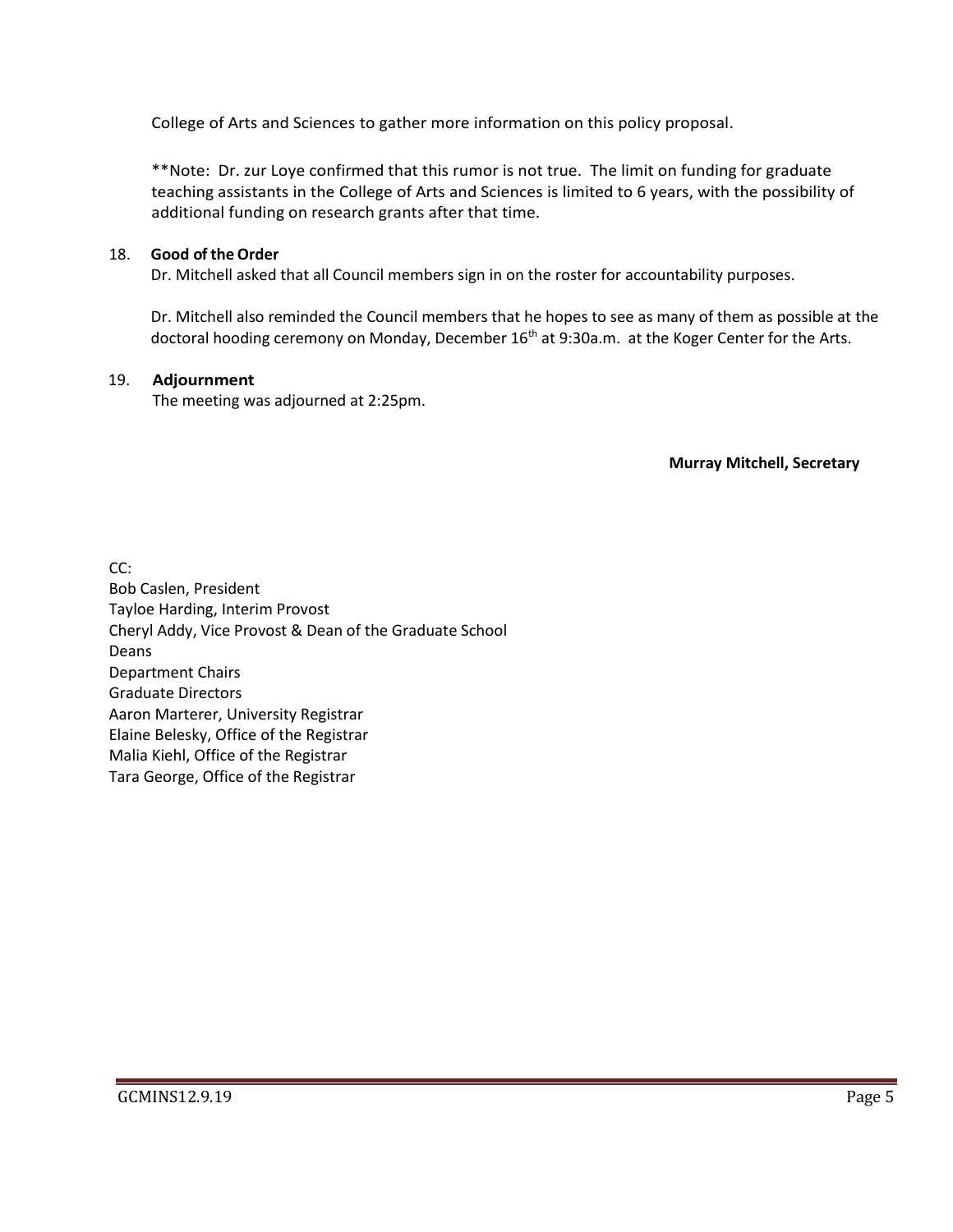College of Arts and Sciences to gather more information on this policy proposal.

**Note: Dr. zur Loye confirmed that this rumor is not true. The limit on funding for graduate teaching assistants in the College of Arts and Sciences is limited to 6 years, with the possibility of additional funding on research grants after that time.

18. **Good of the Order**

Dr. Mitchell asked that all Council members sign in on the roster for accountability purposes.

Dr. Mitchell also reminded the Council members that he hopes to see as many of them as possible at the doctoral hooding ceremony on Monday, December 16th at 9:30a.m. at the Koger Center for the Arts.

19. **Adjournment**

The meeting was adjourned at 2:25pm.

**Murray Mitchell, Secretary**

CC:
Bob Caslen, President
Tayloe Harding, Interim Provost
Cheryl Addy, Vice Provost & Dean of the Graduate School
Deans
Department Chairs
Graduate Directors
Aaron Marterer, University Registrar
Elaine Belesky, Office of the Registrar
Malia Kiehl, Office of the Registrar
Tara George, Office of the Registrar